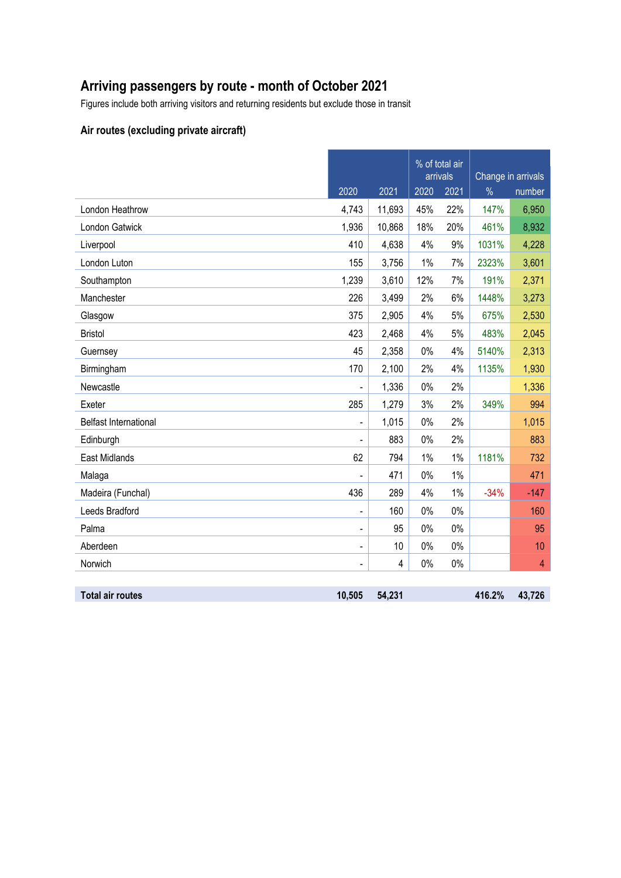# Arriving passengers by route - month of October 2021

Figures include both arriving visitors and returning residents but exclude those in transit

### Air routes (excluding private aircraft)

| | | | % of total air arrivals | | Change in arrivals | |
|---|---|---|---|---|---|---|
| | 2020 | 2021 | 2020 | 2021 | % | number |
| London Heathrow | 4,743 | 11,693 | 45% | 22% | 147% | 6,950 |
| London Gatwick | 1,936 | 10,868 | 18% | 20% | 461% | 8,932 |
| Liverpool | 410 | 4,638 | 4% | 9% | 1031% | 4,228 |
| London Luton | 155 | 3,756 | 1% | 7% | 2323% | 3,601 |
| Southampton | 1,239 | 3,610 | 12% | 7% | 191% | 2,371 |
| Manchester | 226 | 3,499 | 2% | 6% | 1448% | 3,273 |
| Glasgow | 375 | 2,905 | 4% | 5% | 675% | 2,530 |
| Bristol | 423 | 2,468 | 4% | 5% | 483% | 2,045 |
| Guernsey | 45 | 2,358 | 0% | 4% | 5140% | 2,313 |
| Birmingham | 170 | 2,100 | 2% | 4% | 1135% | 1,930 |
| Newcastle | - | 1,336 | 0% | 2% | | 1,336 |
| Exeter | 285 | 1,279 | 3% | 2% | 349% | 994 |
| Belfast International | - | 1,015 | 0% | 2% | | 1,015 |
| Edinburgh | - | 883 | 0% | 2% | | 883 |
| East Midlands | 62 | 794 | 1% | 1% | 1181% | 732 |
| Malaga | - | 471 | 0% | 1% | | 471 |
| Madeira (Funchal) | 436 | 289 | 4% | 1% | -34% | -147 |
| Leeds Bradford | - | 160 | 0% | 0% | | 160 |
| Palma | - | 95 | 0% | 0% | | 95 |
| Aberdeen | - | 10 | 0% | 0% | | 10 |
| Norwich | - | 4 | 0% | 0% | | 4 |
| **Total air routes** | **10,505** | **54,231** | | | **416.2%** | **43,726** |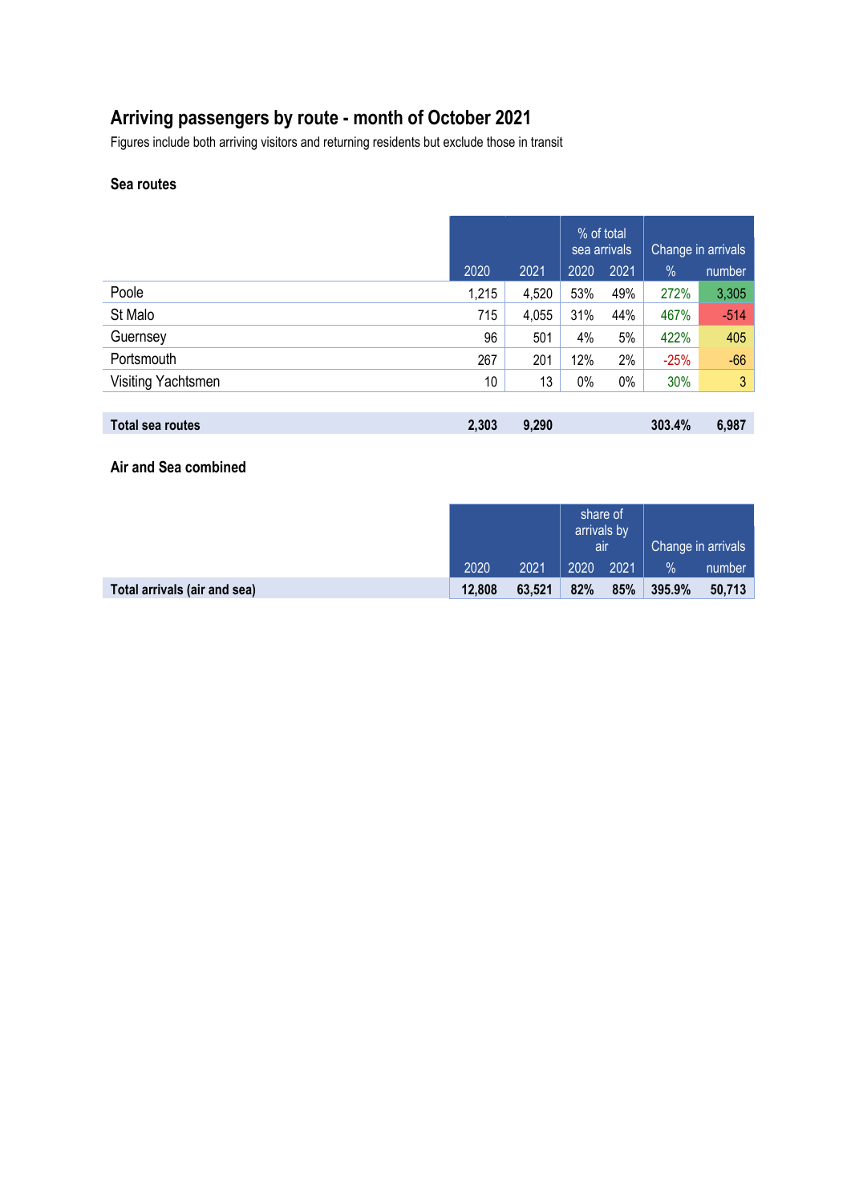## Arriving passengers by route - month of October 2021

Figures include both arriving visitors and returning residents but exclude those in transit

### Sea routes

| | | | % of total sea arrivals | | Change in arrivals | |
|---|---|---|---|---|---|---|
| | 2020 | 2021 | 2020 | 2021 | % | number |
| Poole | 1,215 | 4,520 | 53% | 49% | 272% | 3,305 |
| St Malo | 715 | 4,055 | 31% | 44% | 467% | -514 |
| Guernsey | 96 | 501 | 4% | 5% | 422% | 405 |
| Portsmouth | 267 | 201 | 12% | 2% | -25% | -66 |
| Visiting Yachtsmen | 10 | 13 | 0% | 0% | 30% | 3 |
| **Total sea routes** | **2,303** | **9,290** | | | **303.4%** | **6,987** |

### Air and Sea combined

| | | | share of arrivals by air | | Change in arrivals | |
|---|---|---|---|---|---|---|
| | 2020 | 2021 | 2020 | 2021 | % | number |
| **Total arrivals (air and sea)** | **12,808** | **63,521** | **82%** | **85%** | **395.9%** | **50,713** |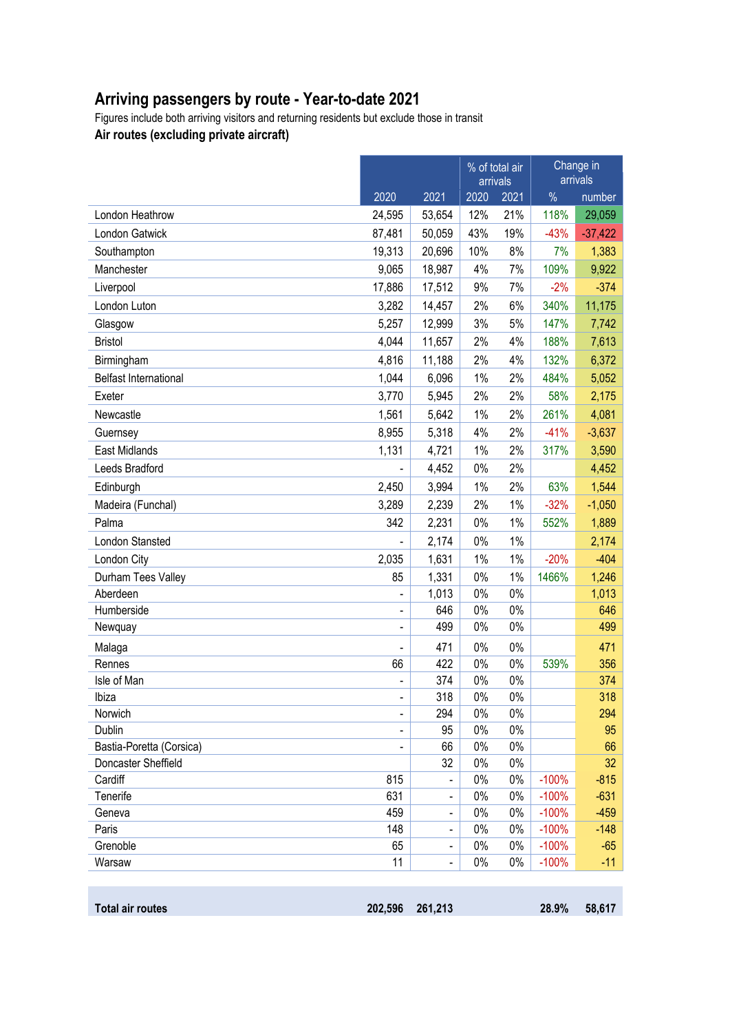## Arriving passengers by route - Year-to-date 2021

Figures include both arriving visitors and returning residents but exclude those in transit

**Air routes (excluding private aircraft)**

| | | | % of total air arrivals | | Change in arrivals | |
|---|---|---|---|---|---|---|
| | 2020 | 2021 | 2020 | 2021 | % | number |
| London Heathrow | 24,595 | 53,654 | 12% | 21% | 118% | 29,059 |
| London Gatwick | 87,481 | 50,059 | 43% | 19% | -43% | -37,422 |
| Southampton | 19,313 | 20,696 | 10% | 8% | 7% | 1,383 |
| Manchester | 9,065 | 18,987 | 4% | 7% | 109% | 9,922 |
| Liverpool | 17,886 | 17,512 | 9% | 7% | -2% | -374 |
| London Luton | 3,282 | 14,457 | 2% | 6% | 340% | 11,175 |
| Glasgow | 5,257 | 12,999 | 3% | 5% | 147% | 7,742 |
| Bristol | 4,044 | 11,657 | 2% | 4% | 188% | 7,613 |
| Birmingham | 4,816 | 11,188 | 2% | 4% | 132% | 6,372 |
| Belfast International | 1,044 | 6,096 | 1% | 2% | 484% | 5,052 |
| Exeter | 3,770 | 5,945 | 2% | 2% | 58% | 2,175 |
| Newcastle | 1,561 | 5,642 | 1% | 2% | 261% | 4,081 |
| Guernsey | 8,955 | 5,318 | 4% | 2% | -41% | -3,637 |
| East Midlands | 1,131 | 4,721 | 1% | 2% | 317% | 3,590 |
| Leeds Bradford | - | 4,452 | 0% | 2% | | 4,452 |
| Edinburgh | 2,450 | 3,994 | 1% | 2% | 63% | 1,544 |
| Madeira (Funchal) | 3,289 | 2,239 | 2% | 1% | -32% | -1,050 |
| Palma | 342 | 2,231 | 0% | 1% | 552% | 1,889 |
| London Stansted | - | 2,174 | 0% | 1% | | 2,174 |
| London City | 2,035 | 1,631 | 1% | 1% | -20% | -404 |
| Durham Tees Valley | 85 | 1,331 | 0% | 1% | 1466% | 1,246 |
| Aberdeen | - | 1,013 | 0% | 0% | | 1,013 |
| Humberside | - | 646 | 0% | 0% | | 646 |
| Newquay | - | 499 | 0% | 0% | | 499 |
| Malaga | - | 471 | 0% | 0% | | 471 |
| Rennes | 66 | 422 | 0% | 0% | 539% | 356 |
| Isle of Man | - | 374 | 0% | 0% | | 374 |
| Ibiza | - | 318 | 0% | 0% | | 318 |
| Norwich | - | 294 | 0% | 0% | | 294 |
| Dublin | - | 95 | 0% | 0% | | 95 |
| Bastia-Poretta (Corsica) | - | 66 | 0% | 0% | | 66 |
| Doncaster Sheffield | | 32 | 0% | 0% | | 32 |
| Cardiff | 815 | - | 0% | 0% | -100% | -815 |
| Tenerife | 631 | - | 0% | 0% | -100% | -631 |
| Geneva | 459 | - | 0% | 0% | -100% | -459 |
| Paris | 148 | - | 0% | 0% | -100% | -148 |
| Grenoble | 65 | - | 0% | 0% | -100% | -65 |
| Warsaw | 11 | - | 0% | 0% | -100% | -11 |
| **Total air routes** | **202,596** | **261,213** | | | **28.9%** | **58,617** |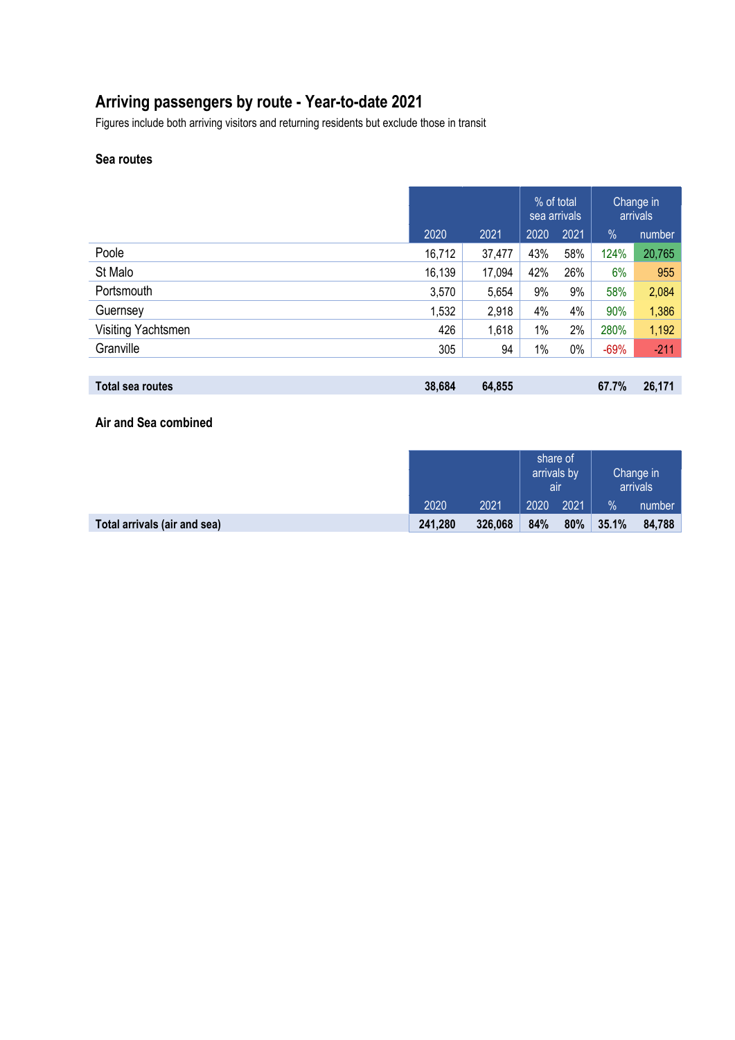## Arriving passengers by route - Year-to-date 2021

Figures include both arriving visitors and returning residents but exclude those in transit

### Sea routes

| | | | % of total sea arrivals | | Change in arrivals | |
|---|---|---|---|---|---|---|
| | 2020 | 2021 | 2020 | 2021 | % | number |
| Poole | 16,712 | 37,477 | 43% | 58% | 124% | 20,765 |
| St Malo | 16,139 | 17,094 | 42% | 26% | 6% | 955 |
| Portsmouth | 3,570 | 5,654 | 9% | 9% | 58% | 2,084 |
| Guernsey | 1,532 | 2,918 | 4% | 4% | 90% | 1,386 |
| Visiting Yachtsmen | 426 | 1,618 | 1% | 2% | 280% | 1,192 |
| Granville | 305 | 94 | 1% | 0% | -69% | -211 |
| **Total sea routes** | **38,684** | **64,855** | | | **67.7%** | **26,171** |

### Air and Sea combined

| | | | share of arrivals by air | | Change in arrivals | |
|---|---|---|---|---|---|---|
| | 2020 | 2021 | 2020 | 2021 | % | number |
| **Total arrivals (air and sea)** | **241,280** | **326,068** | **84%** | **80%** | **35.1%** | **84,788** |